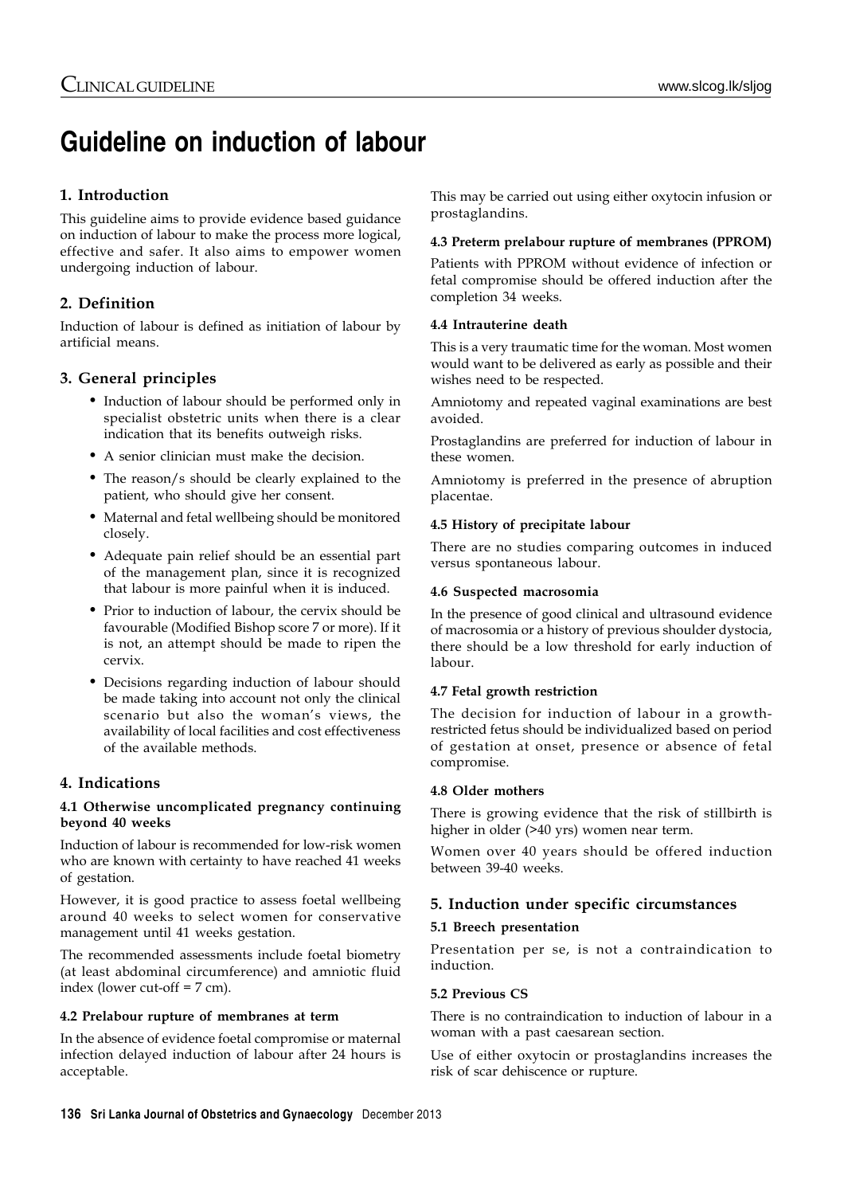# Guideline on induction of labour

## 1. Introduction

This guideline aims to provide evidence based guidance on induction of labour to make the process more logical, effective and safer. It also aims to empower women undergoing induction of labour.

## 2. Definition

Induction of labour is defined as initiation of labour by artificial means.

## 3. General principles

- Induction of labour should be performed only in specialist obstetric units when there is a clear indication that its benefits outweigh risks.
- A senior clinician must make the decision.
- The reason/s should be clearly explained to the patient, who should give her consent.
- Maternal and fetal wellbeing should be monitored closely.
- Adequate pain relief should be an essential part of the management plan, since it is recognized that labour is more painful when it is induced.
- Prior to induction of labour, the cervix should be favourable (Modified Bishop score 7 or more). If it is not, an attempt should be made to ripen the cervix.
- Decisions regarding induction of labour should be made taking into account not only the clinical scenario but also the woman's views, the availability of local facilities and cost effectiveness of the available methods.

## 4. Indications

### 4.1 Otherwise uncomplicated pregnancy continuing beyond 40 weeks

Induction of labour is recommended for low-risk women who are known with certainty to have reached 41 weeks of gestation.

However, it is good practice to assess foetal wellbeing around 40 weeks to select women for conservative management until 41 weeks gestation.

The recommended assessments include foetal biometry (at least abdominal circumference) and amniotic fluid index (lower cut-off = 7 cm).

### 4.2 Prelabour rupture of membranes at term

In the absence of evidence foetal compromise or maternal infection delayed induction of labour after 24 hours is acceptable.

This may be carried out using either oxytocin infusion or prostaglandins.

### 4.3 Preterm prelabour rupture of membranes (PPROM)

Patients with PPROM without evidence of infection or fetal compromise should be offered induction after the completion 34 weeks.

### 4.4 Intrauterine death

This is a very traumatic time for the woman. Most women would want to be delivered as early as possible and their wishes need to be respected.

Amniotomy and repeated vaginal examinations are best avoided.

Prostaglandins are preferred for induction of labour in these women.

Amniotomy is preferred in the presence of abruption placentae.

### 4.5 History of precipitate labour

There are no studies comparing outcomes in induced versus spontaneous labour.

### 4.6 Suspected macrosomia

In the presence of good clinical and ultrasound evidence of macrosomia or a history of previous shoulder dystocia, there should be a low threshold for early induction of labour.

### 4.7 Fetal growth restriction

The decision for induction of labour in a growth-restricted fetus should be individualized based on period of gestation at onset, presence or absence of fetal compromise.

### 4.8 Older mothers

There is growing evidence that the risk of stillbirth is higher in older (>40 yrs) women near term.

Women over 40 years should be offered induction between 39-40 weeks.

## 5. Induction under specific circumstances

### 5.1 Breech presentation

Presentation per se, is not a contraindication to induction.

### 5.2 Previous CS

There is no contraindication to induction of labour in a woman with a past caesarean section.

Use of either oxytocin or prostaglandins increases the risk of scar dehiscence or rupture.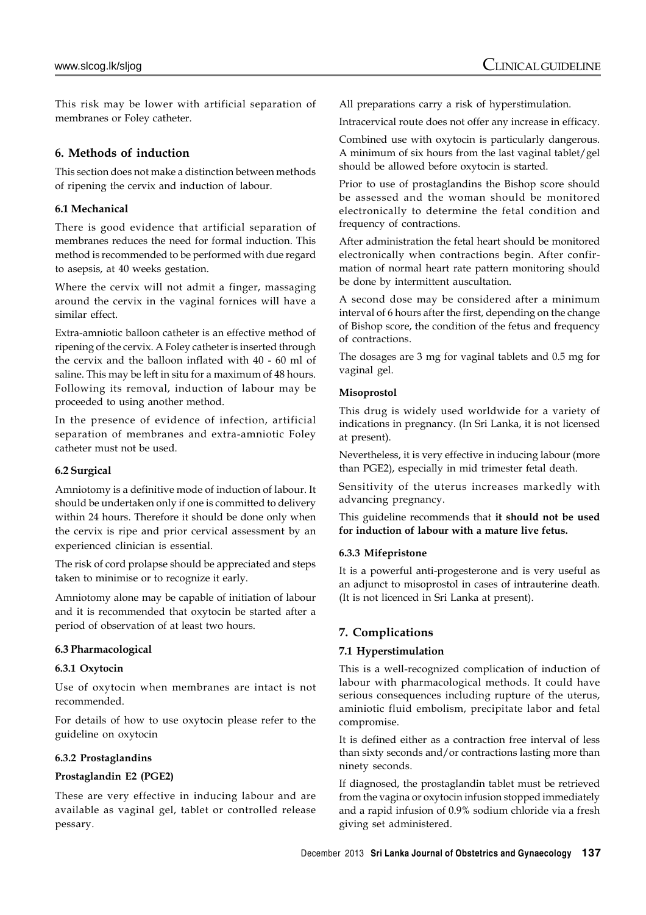This risk may be lower with artificial separation of membranes or Foley catheter.

## 6. Methods of induction

This section does not make a distinction between methods of ripening the cervix and induction of labour.

### 6.1 Mechanical

There is good evidence that artificial separation of membranes reduces the need for formal induction. This method is recommended to be performed with due regard to asepsis, at 40 weeks gestation.

Where the cervix will not admit a finger, massaging around the cervix in the vaginal fornices will have a similar effect.

Extra-amniotic balloon catheter is an effective method of ripening of the cervix. A Foley catheter is inserted through the cervix and the balloon inflated with 40 - 60 ml of saline. This may be left in situ for a maximum of 48 hours. Following its removal, induction of labour may be proceeded to using another method.

In the presence of evidence of infection, artificial separation of membranes and extra-amniotic Foley catheter must not be used.

### 6.2 Surgical

Amniotomy is a definitive mode of induction of labour. It should be undertaken only if one is committed to delivery within 24 hours. Therefore it should be done only when the cervix is ripe and prior cervical assessment by an experienced clinician is essential.

The risk of cord prolapse should be appreciated and steps taken to minimise or to recognize it early.

Amniotomy alone may be capable of initiation of labour and it is recommended that oxytocin be started after a period of observation of at least two hours.

### 6.3 Pharmacological

#### 6.3.1 Oxytocin

Use of oxytocin when membranes are intact is not recommended.

For details of how to use oxytocin please refer to the guideline on oxytocin

#### 6.3.2 Prostaglandins

**Prostaglandin E2 (PGE2)**

These are very effective in inducing labour and are available as vaginal gel, tablet or controlled release pessary.

All preparations carry a risk of hyperstimulation.

Intracervical route does not offer any increase in efficacy.

Combined use with oxytocin is particularly dangerous. A minimum of six hours from the last vaginal tablet/gel should be allowed before oxytocin is started.

Prior to use of prostaglandins the Bishop score should be assessed and the woman should be monitored electronically to determine the fetal condition and frequency of contractions.

After administration the fetal heart should be monitored electronically when contractions begin. After confirmation of normal heart rate pattern monitoring should be done by intermittent auscultation.

A second dose may be considered after a minimum interval of 6 hours after the first, depending on the change of Bishop score, the condition of the fetus and frequency of contractions.

The dosages are 3 mg for vaginal tablets and 0.5 mg for vaginal gel.

**Misoprostol**

This drug is widely used worldwide for a variety of indications in pregnancy. (In Sri Lanka, it is not licensed at present).

Nevertheless, it is very effective in inducing labour (more than PGE2), especially in mid trimester fetal death.

Sensitivity of the uterus increases markedly with advancing pregnancy.

This guideline recommends that **it should not be used for induction of labour with a mature live fetus.**

#### 6.3.3 Mifepristone

It is a powerful anti-progesterone and is very useful as an adjunct to misoprostol in cases of intrauterine death. (It is not licenced in Sri Lanka at present).

## 7. Complications

### 7.1 Hyperstimulation

This is a well-recognized complication of induction of labour with pharmacological methods. It could have serious consequences including rupture of the uterus, aminiotic fluid embolism, precipitate labor and fetal compromise.

It is defined either as a contraction free interval of less than sixty seconds and/or contractions lasting more than ninety seconds.

If diagnosed, the prostaglandin tablet must be retrieved from the vagina or oxytocin infusion stopped immediately and a rapid infusion of 0.9% sodium chloride via a fresh giving set administered.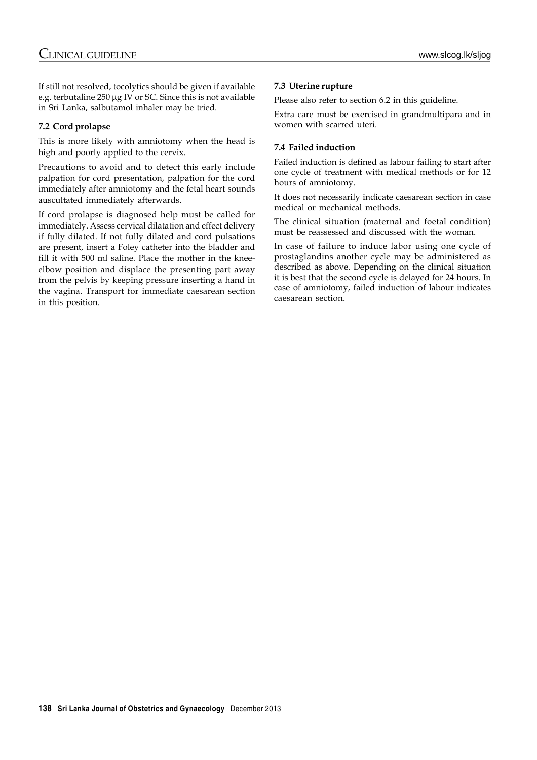If still not resolved, tocolytics should be given if available e.g. terbutaline 250 µg IV or SC. Since this is not available in Sri Lanka, salbutamol inhaler may be tried.

### 7.2 Cord prolapse

This is more likely with amniotomy when the head is high and poorly applied to the cervix.

Precautions to avoid and to detect this early include palpation for cord presentation, palpation for the cord immediately after amniotomy and the fetal heart sounds auscultated immediately afterwards.

If cord prolapse is diagnosed help must be called for immediately. Assess cervical dilatation and effect delivery if fully dilated. If not fully dilated and cord pulsations are present, insert a Foley catheter into the bladder and fill it with 500 ml saline. Place the mother in the knee-elbow position and displace the presenting part away from the pelvis by keeping pressure inserting a hand in the vagina. Transport for immediate caesarean section in this position.

### 7.3 Uterine rupture

Please also refer to section 6.2 in this guideline.

Extra care must be exercised in grandmultipara and in women with scarred uteri.

### 7.4 Failed induction

Failed induction is defined as labour failing to start after one cycle of treatment with medical methods or for 12 hours of amniotomy.

It does not necessarily indicate caesarean section in case medical or mechanical methods.

The clinical situation (maternal and foetal condition) must be reassessed and discussed with the woman.

In case of failure to induce labor using one cycle of prostaglandins another cycle may be administered as described as above. Depending on the clinical situation it is best that the second cycle is delayed for 24 hours. In case of amniotomy, failed induction of labour indicates caesarean section.